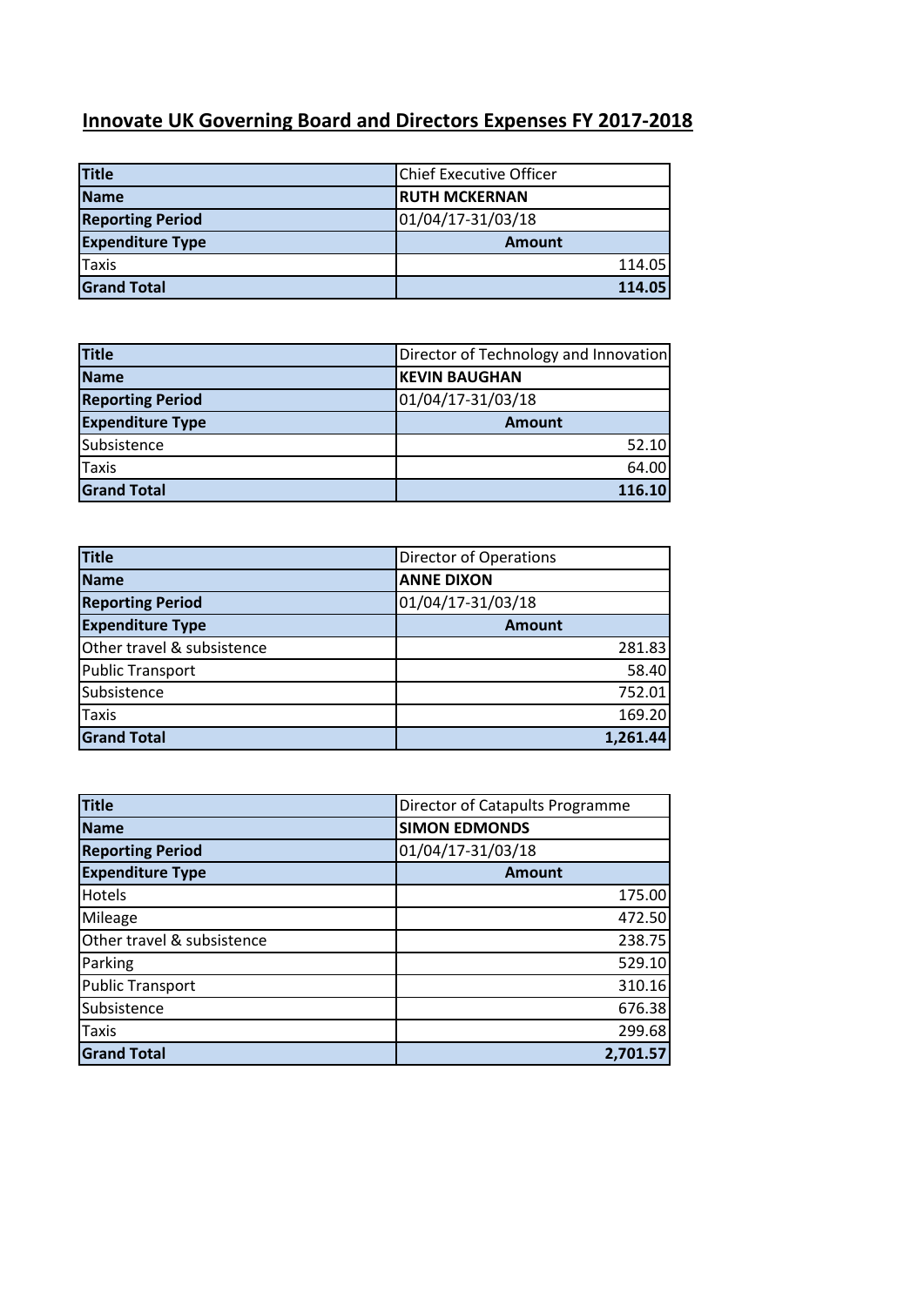# Innovate UK Governing Board and Directors Expenses FY 2017-2018

| **Title** | Chief Executive Officer |
|---|---|
| **Name** | **RUTH MCKERNAN** |
| **Reporting Period** | 01/04/17-31/03/18 |
| **Expenditure Type** | **Amount** |
| Taxis | 114.05 |
| **Grand Total** | **114.05** |

| **Title** | Director of Technology and Innovation |
|---|---|
| **Name** | **KEVIN BAUGHAN** |
| **Reporting Period** | 01/04/17-31/03/18 |
| **Expenditure Type** | **Amount** |
| Subsistence | 52.10 |
| Taxis | 64.00 |
| **Grand Total** | **116.10** |

| **Title** | Director of Operations |
|---|---|
| **Name** | **ANNE DIXON** |
| **Reporting Period** | 01/04/17-31/03/18 |
| **Expenditure Type** | **Amount** |
| Other travel & subsistence | 281.83 |
| Public Transport | 58.40 |
| Subsistence | 752.01 |
| Taxis | 169.20 |
| **Grand Total** | **1,261.44** |

| **Title** | Director of Catapults Programme |
|---|---|
| **Name** | **SIMON EDMONDS** |
| **Reporting Period** | 01/04/17-31/03/18 |
| **Expenditure Type** | **Amount** |
| Hotels | 175.00 |
| Mileage | 472.50 |
| Other travel & subsistence | 238.75 |
| Parking | 529.10 |
| Public Transport | 310.16 |
| Subsistence | 676.38 |
| Taxis | 299.68 |
| **Grand Total** | **2,701.57** |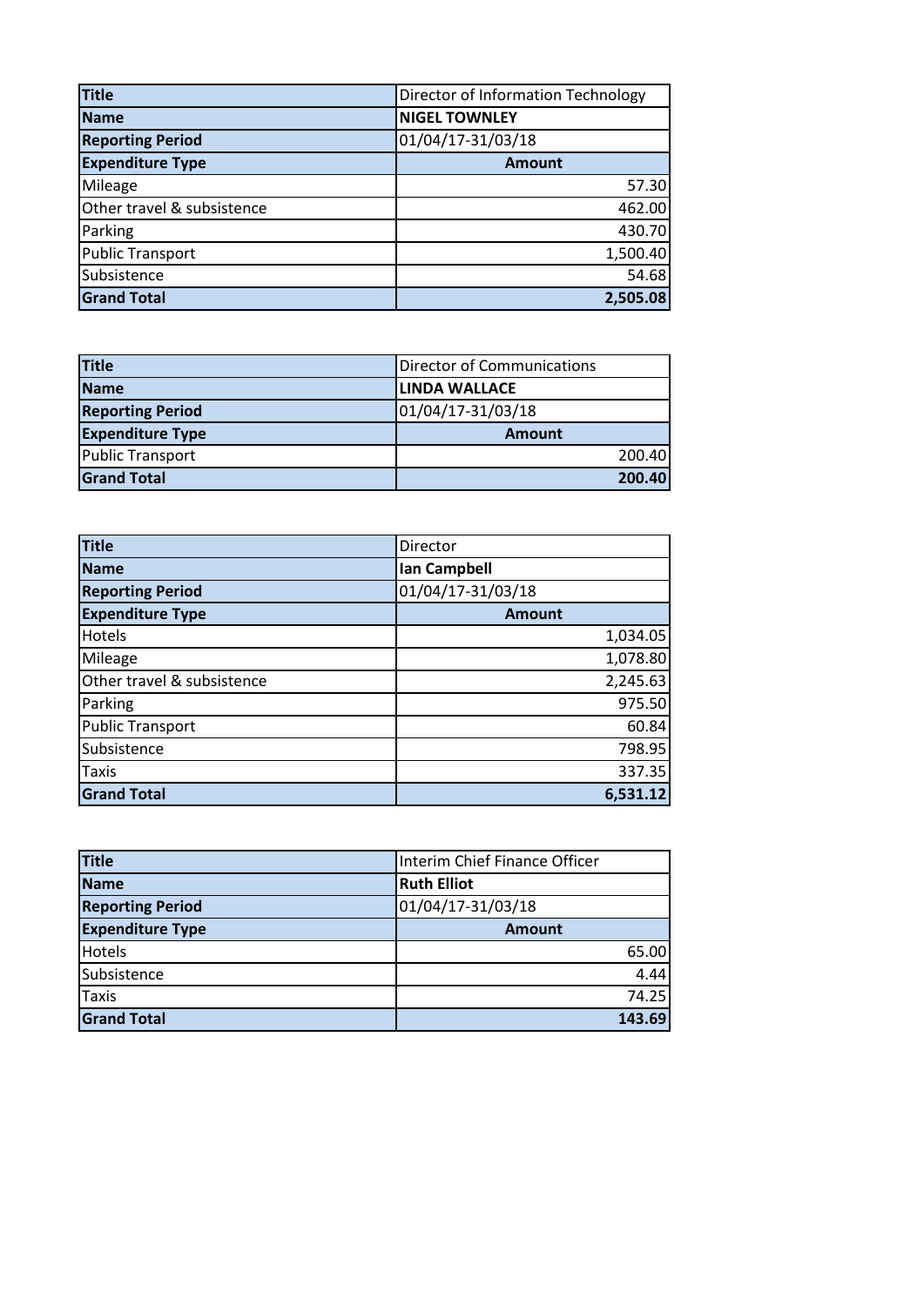| Title | Director of Information Technology |
|---|---|
| **Name** | **NIGEL TOWNLEY** |
| **Reporting Period** | 01/04/17-31/03/18 |
| **Expenditure Type** | **Amount** |
| Mileage | 57.30 |
| Other travel & subsistence | 462.00 |
| Parking | 430.70 |
| Public Transport | 1,500.40 |
| Subsistence | 54.68 |
| **Grand Total** | **2,505.08** |

| Title | Director of Communications |
|---|---|
| **Name** | **LINDA WALLACE** |
| **Reporting Period** | 01/04/17-31/03/18 |
| **Expenditure Type** | **Amount** |
| Public Transport | 200.40 |
| **Grand Total** | **200.40** |

| Title | Director |
|---|---|
| **Name** | **Ian Campbell** |
| **Reporting Period** | 01/04/17-31/03/18 |
| **Expenditure Type** | **Amount** |
| Hotels | 1,034.05 |
| Mileage | 1,078.80 |
| Other travel & subsistence | 2,245.63 |
| Parking | 975.50 |
| Public Transport | 60.84 |
| Subsistence | 798.95 |
| Taxis | 337.35 |
| **Grand Total** | **6,531.12** |

| Title | Interim Chief Finance Officer |
|---|---|
| **Name** | **Ruth Elliot** |
| **Reporting Period** | 01/04/17-31/03/18 |
| **Expenditure Type** | **Amount** |
| Hotels | 65.00 |
| Subsistence | 4.44 |
| Taxis | 74.25 |
| **Grand Total** | **143.69** |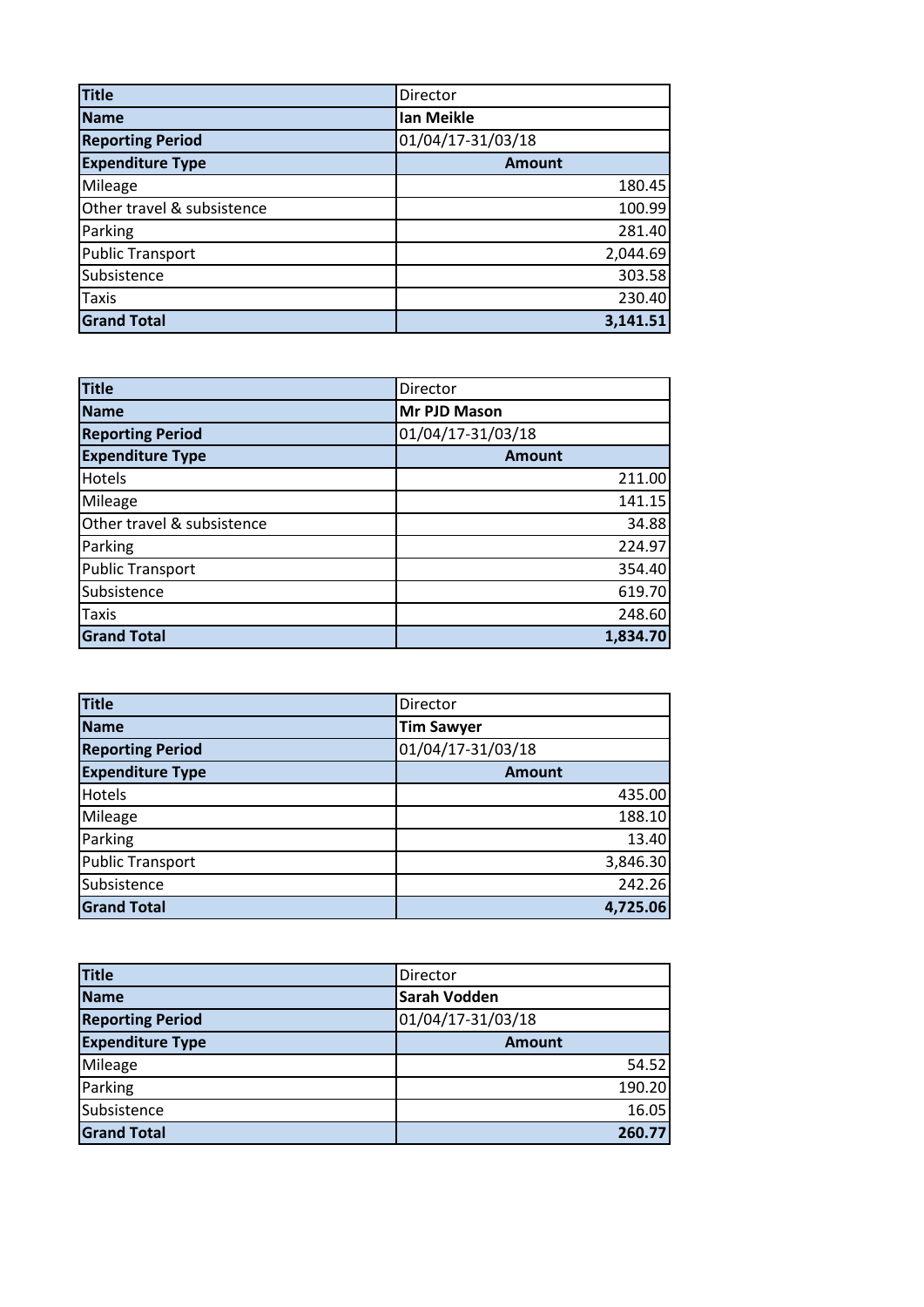| Title | Director |
|---|---|
| **Name** | **Ian Meikle** |
| **Reporting Period** | 01/04/17-31/03/18 |
| **Expenditure Type** | **Amount** |
| Mileage | 180.45 |
| Other travel & subsistence | 100.99 |
| Parking | 281.40 |
| Public Transport | 2,044.69 |
| Subsistence | 303.58 |
| Taxis | 230.40 |
| **Grand Total** | **3,141.51** |

| Title | Director |
|---|---|
| **Name** | **Mr PJD Mason** |
| **Reporting Period** | 01/04/17-31/03/18 |
| **Expenditure Type** | **Amount** |
| Hotels | 211.00 |
| Mileage | 141.15 |
| Other travel & subsistence | 34.88 |
| Parking | 224.97 |
| Public Transport | 354.40 |
| Subsistence | 619.70 |
| Taxis | 248.60 |
| **Grand Total** | **1,834.70** |

| Title | Director |
|---|---|
| **Name** | **Tim Sawyer** |
| **Reporting Period** | 01/04/17-31/03/18 |
| **Expenditure Type** | **Amount** |
| Hotels | 435.00 |
| Mileage | 188.10 |
| Parking | 13.40 |
| Public Transport | 3,846.30 |
| Subsistence | 242.26 |
| **Grand Total** | **4,725.06** |

| Title | Director |
|---|---|
| **Name** | **Sarah Vodden** |
| **Reporting Period** | 01/04/17-31/03/18 |
| **Expenditure Type** | **Amount** |
| Mileage | 54.52 |
| Parking | 190.20 |
| Subsistence | 16.05 |
| **Grand Total** | **260.77** |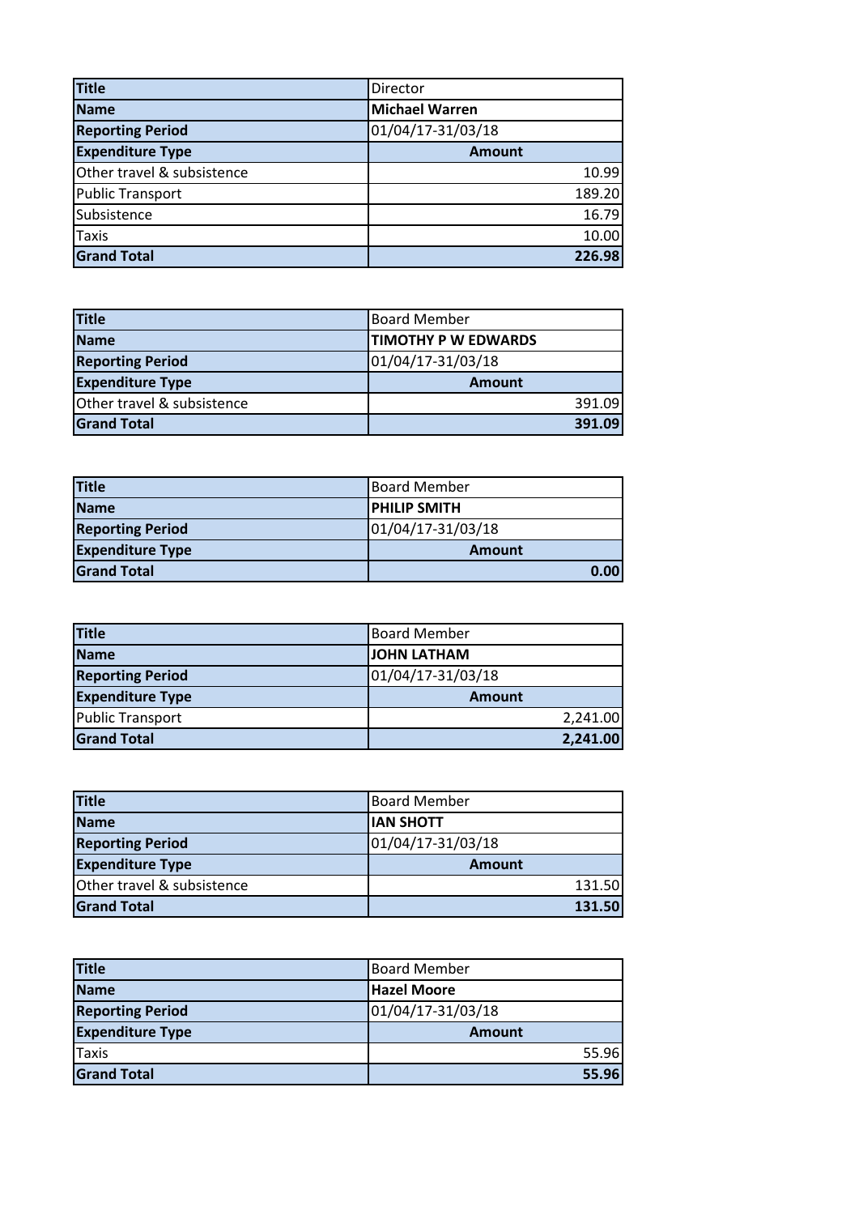| Title | Director |
| --- | --- |
| **Name** | **Michael Warren** |
| **Reporting Period** | 01/04/17-31/03/18 |
| **Expenditure Type** | **Amount** |
| Other travel & subsistence | 10.99 |
| Public Transport | 189.20 |
| Subsistence | 16.79 |
| Taxis | 10.00 |
| **Grand Total** | **226.98** |

| Title | Board Member |
| --- | --- |
| **Name** | **TIMOTHY P W EDWARDS** |
| **Reporting Period** | 01/04/17-31/03/18 |
| **Expenditure Type** | **Amount** |
| Other travel & subsistence | 391.09 |
| **Grand Total** | **391.09** |

| Title | Board Member |
| --- | --- |
| **Name** | **PHILIP SMITH** |
| **Reporting Period** | 01/04/17-31/03/18 |
| **Expenditure Type** | **Amount** |
| **Grand Total** | **0.00** |

| Title | Board Member |
| --- | --- |
| **Name** | **JOHN LATHAM** |
| **Reporting Period** | 01/04/17-31/03/18 |
| **Expenditure Type** | **Amount** |
| Public Transport | 2,241.00 |
| **Grand Total** | **2,241.00** |

| Title | Board Member |
| --- | --- |
| **Name** | **IAN SHOTT** |
| **Reporting Period** | 01/04/17-31/03/18 |
| **Expenditure Type** | **Amount** |
| Other travel & subsistence | 131.50 |
| **Grand Total** | **131.50** |

| Title | Board Member |
| --- | --- |
| **Name** | **Hazel Moore** |
| **Reporting Period** | 01/04/17-31/03/18 |
| **Expenditure Type** | **Amount** |
| Taxis | 55.96 |
| **Grand Total** | **55.96** |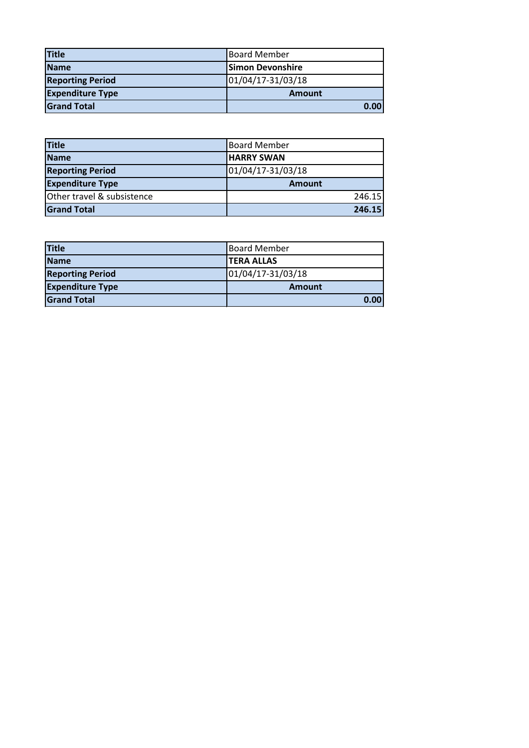| | |
|---|---|
| **Title** | Board Member |
| **Name** | **Simon Devonshire** |
| **Reporting Period** | 01/04/17-31/03/18 |
| **Expenditure Type** | **Amount** |
| **Grand Total** | **0.00** |

| | |
|---|---|
| **Title** | Board Member |
| **Name** | **HARRY SWAN** |
| **Reporting Period** | 01/04/17-31/03/18 |
| **Expenditure Type** | **Amount** |
| Other travel & subsistence | 246.15 |
| **Grand Total** | **246.15** |

| | |
|---|---|
| **Title** | Board Member |
| **Name** | **TERA ALLAS** |
| **Reporting Period** | 01/04/17-31/03/18 |
| **Expenditure Type** | **Amount** |
| **Grand Total** | **0.00** |